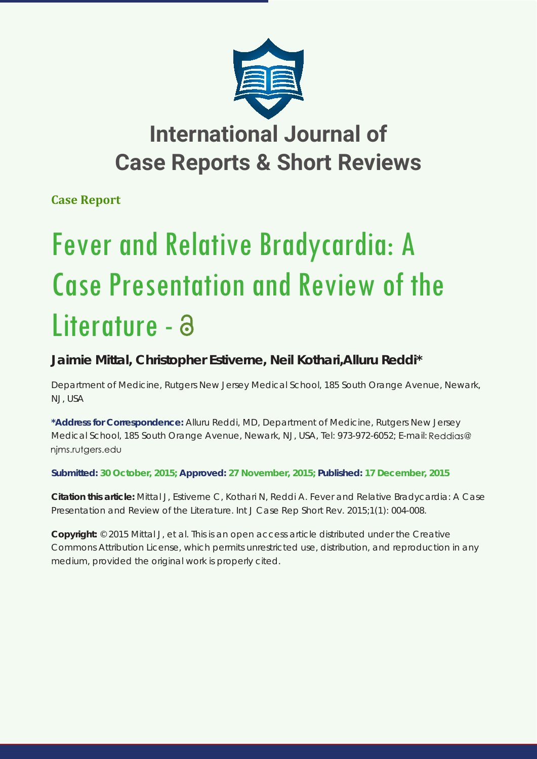# International Journal of Case Reports & Short Reviews

**Case Report**

# Fever and Relative Bradycardia: A Case Presentation and Review of the Literature

**Jaimie Mittal, Christopher Estiverne, Neil Kothari, Alluru Reddi***

Department of Medicine, Rutgers New Jersey Medical School, 185 South Orange Avenue, Newark, NJ, USA

**\*Address for Correspondence:** Alluru Reddi, MD, Department of Medicine, Rutgers New Jersey Medical School, 185 South Orange Avenue, Newark, NJ, USA, Tel: 973-972-6052; E-mail: Reddias@njms.rutgers.edu

**Submitted: 30 October, 2015; Approved: 27 November, 2015; Published: 17 December, 2015**

**Citation this article:** Mittal J, Estiverne C, Kothari N, Reddi A. Fever and Relative Bradycardia: A Case Presentation and Review of the Literature. Int J Case Rep Short Rev. 2015;1(1): 004-008.

**Copyright:** © 2015 Mittal J, et al. This is an open access article distributed under the Creative Commons Attribution License, which permits unrestricted use, distribution, and reproduction in any medium, provided the original work is properly cited.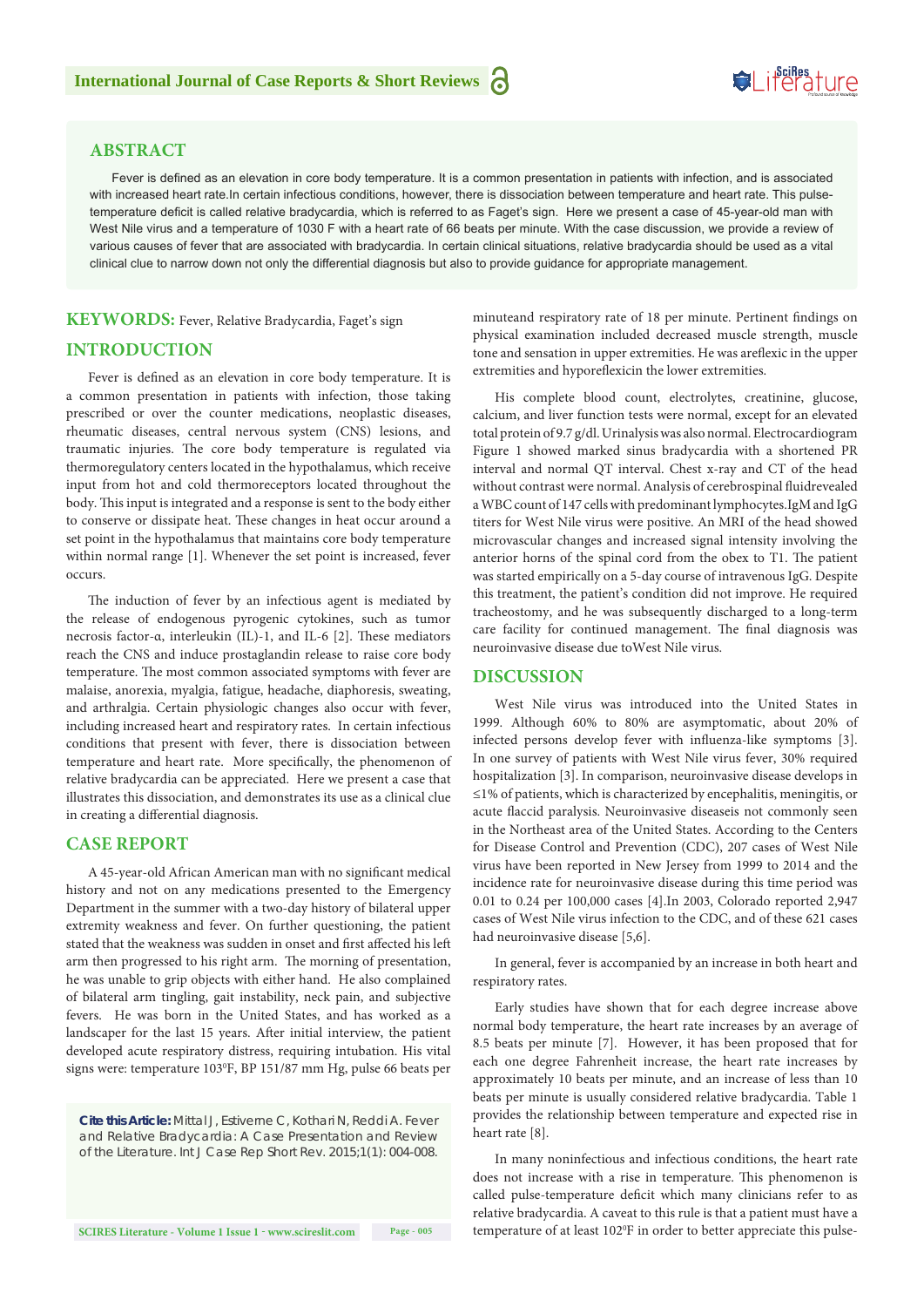## ABSTRACT

Fever is defined as an elevation in core body temperature. It is a common presentation in patients with infection, and is associated with increased heart rate.In certain infectious conditions, however, there is dissociation between temperature and heart rate. This pulse-temperature deficit is called relative bradycardia, which is referred to as Faget's sign. Here we present a case of 45-year-old man with West Nile virus and a temperature of 1030 F with a heart rate of 66 beats per minute. With the case discussion, we provide a review of various causes of fever that are associated with bradycardia. In certain clinical situations, relative bradycardia should be used as a vital clinical clue to narrow down not only the differential diagnosis but also to provide guidance for appropriate management.

**KEYWORDS:** Fever, Relative Bradycardia, Faget's sign

## INTRODUCTION

Fever is defined as an elevation in core body temperature. It is a common presentation in patients with infection, those taking prescribed or over the counter medications, neoplastic diseases, rheumatic diseases, central nervous system (CNS) lesions, and traumatic injuries. The core body temperature is regulated via thermoregulatory centers located in the hypothalamus, which receive input from hot and cold thermoreceptors located throughout the body. This input is integrated and a response is sent to the body either to conserve or dissipate heat. These changes in heat occur around a set point in the hypothalamus that maintains core body temperature within normal range [1]. Whenever the set point is increased, fever occurs.

The induction of fever by an infectious agent is mediated by the release of endogenous pyrogenic cytokines, such as tumor necrosis factor-α, interleukin (IL)-1, and IL-6 [2]. These mediators reach the CNS and induce prostaglandin release to raise core body temperature. The most common associated symptoms with fever are malaise, anorexia, myalgia, fatigue, headache, diaphoresis, sweating, and arthralgia. Certain physiologic changes also occur with fever, including increased heart and respiratory rates. In certain infectious conditions that present with fever, there is dissociation between temperature and heart rate. More specifically, the phenomenon of relative bradycardia can be appreciated. Here we present a case that illustrates this dissociation, and demonstrates its use as a clinical clue in creating a differential diagnosis.

## CASE REPORT

A 45-year-old African American man with no significant medical history and not on any medications presented to the Emergency Department in the summer with a two-day history of bilateral upper extremity weakness and fever. On further questioning, the patient stated that the weakness was sudden in onset and first affected his left arm then progressed to his right arm. The morning of presentation, he was unable to grip objects with either hand. He also complained of bilateral arm tingling, gait instability, neck pain, and subjective fevers. He was born in the United States, and has worked as a landscaper for the last 15 years. After initial interview, the patient developed acute respiratory distress, requiring intubation. His vital signs were: temperature 103$^0$F, BP 151/87 mm Hg, pulse 66 beats per minuteand respiratory rate of 18 per minute. Pertinent findings on physical examination included decreased muscle strength, muscle tone and sensation in upper extremities. He was areflexic in the upper extremities and hyporeflexicin the lower extremities.

His complete blood count, electrolytes, creatinine, glucose, calcium, and liver function tests were normal, except for an elevated total protein of 9.7 g/dl. Urinalysis was also normal. Electrocardiogram Figure 1 showed marked sinus bradycardia with a shortened PR interval and normal QT interval. Chest x-ray and CT of the head without contrast were normal. Analysis of cerebrospinal fluidrevealed a WBC count of 147 cells with predominant lymphocytes.IgM and IgG titers for West Nile virus were positive. An MRI of the head showed microvascular changes and increased signal intensity involving the anterior horns of the spinal cord from the obex to T1. The patient was started empirically on a 5-day course of intravenous IgG. Despite this treatment, the patient's condition did not improve. He required tracheostomy, and he was subsequently discharged to a long-term care facility for continued management. The final diagnosis was neuroinvasive disease due toWest Nile virus.

**Cite this Article:** Mittal J, Estiverne C, Kothari N, Reddi A. Fever and Relative Bradycardia: A Case Presentation and Review of the Literature. Int J Case Rep Short Rev. 2015;1(1): 004-008.

## DISCUSSION

West Nile virus was introduced into the United States in 1999. Although 60% to 80% are asymptomatic, about 20% of infected persons develop fever with influenza-like symptoms [3]. In one survey of patients with West Nile virus fever, 30% required hospitalization [3]. In comparison, neuroinvasive disease develops in ≤1% of patients, which is characterized by encephalitis, meningitis, or acute flaccid paralysis. Neuroinvasive diseaseis not commonly seen in the Northeast area of the United States. According to the Centers for Disease Control and Prevention (CDC), 207 cases of West Nile virus have been reported in New Jersey from 1999 to 2014 and the incidence rate for neuroinvasive disease during this time period was 0.01 to 0.24 per 100,000 cases [4].In 2003, Colorado reported 2,947 cases of West Nile virus infection to the CDC, and of these 621 cases had neuroinvasive disease [5,6].

In general, fever is accompanied by an increase in both heart and respiratory rates.

Early studies have shown that for each degree increase above normal body temperature, the heart rate increases by an average of 8.5 beats per minute [7]. However, it has been proposed that for each one degree Fahrenheit increase, the heart rate increases by approximately 10 beats per minute, and an increase of less than 10 beats per minute is usually considered relative bradycardia. Table 1 provides the relationship between temperature and expected rise in heart rate [8].

In many noninfectious and infectious conditions, the heart rate does not increase with a rise in temperature. This phenomenon is called pulse-temperature deficit which many clinicians refer to as relative bradycardia. A caveat to this rule is that a patient must have a temperature of at least 102$^0$F in order to better appreciate this pulse-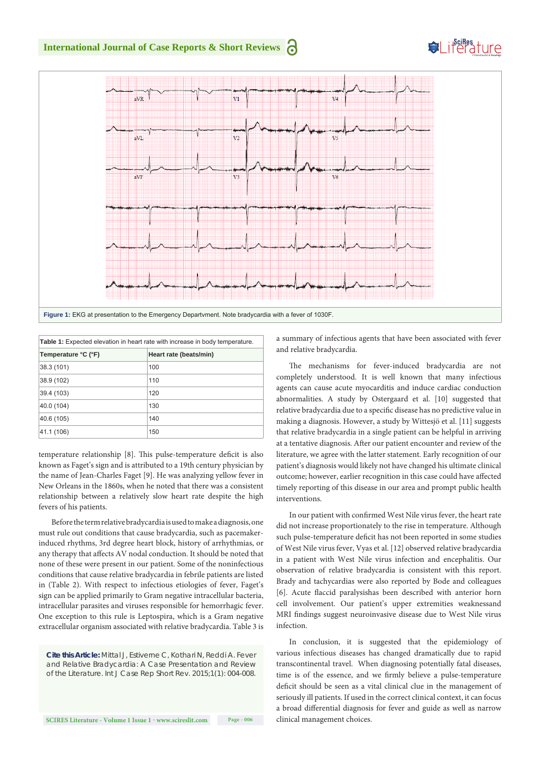Figure 1: EKG at presentation to the Emergency Departvment. Note bradycardia with a fever of 1030F.

| Table 1: Expected elevation in heart rate with increase in body temperature. | |
|---|---|
| **Temperature °C (°F)** | **Heart rate (beats/min)** |
| 38.3 (101) | 100 |
| 38.9 (102) | 110 |
| 39.4 (103) | 120 |
| 40.0 (104) | 130 |
| 40.6 (105) | 140 |
| 41.1 (106) | 150 |

temperature relationship [8]. This pulse-temperature deficit is also known as Faget's sign and is attributed to a 19th century physician by the name of Jean-Charles Faget [9]. He was analyzing yellow fever in New Orleans in the 1860s, when he noted that there was a consistent relationship between a relatively slow heart rate despite the high fevers of his patients.

Before the term relative bradycardia is used to make a diagnosis, one must rule out conditions that cause bradycardia, such as pacemaker-induced rhythms, 3rd degree heart block, history of arrhythmias, or any therapy that affects AV nodal conduction. It should be noted that none of these were present in our patient. Some of the noninfectious conditions that cause relative bradycardia in febrile patients are listed in (Table 2). With respect to infectious etiologies of fever, Faget's sign can be applied primarily to Gram negative intracellular bacteria, intracellular parasites and viruses responsible for hemorrhagic fever. One exception to this rule is Leptospira, which is a Gram negative extracellular organism associated with relative bradycardia. Table 3 is a summary of infectious agents that have been associated with fever and relative bradycardia.

The mechanisms for fever-induced bradycardia are not completely understood. It is well known that many infectious agents can cause acute myocarditis and induce cardiac conduction abnormalities. A study by Ostergaard et al. [10] suggested that relative bradycardia due to a specific disease has no predictive value in making a diagnosis. However, a study by Wittesjö et al. [11] suggests that relative bradycardia in a single patient can be helpful in arriving at a tentative diagnosis. After our patient encounter and review of the literature, we agree with the latter statement. Early recognition of our patient's diagnosis would likely not have changed his ultimate clinical outcome; however, earlier recognition in this case could have affected timely reporting of this disease in our area and prompt public health interventions.

In our patient with confirmed West Nile virus fever, the heart rate did not increase proportionately to the rise in temperature. Although such pulse-temperature deficit has not been reported in some studies of West Nile virus fever, Vyas et al. [12] observed relative bradycardia in a patient with West Nile virus infection and encephalitis. Our observation of relative bradycardia is consistent with this report. Brady and tachycardias were also reported by Bode and colleagues [6]. Acute flaccid paralysishas been described with anterior horn cell involvement. Our patient's upper extremities weaknessand MRI findings suggest neuroinvasive disease due to West Nile virus infection.

In conclusion, it is suggested that the epidemiology of various infectious diseases has changed dramatically due to rapid transcontinental travel. When diagnosing potentially fatal diseases, time is of the essence, and we firmly believe a pulse-temperature deficit should be seen as a vital clinical clue in the management of seriously ill patients. If used in the correct clinical context, it can focus a broad differential diagnosis for fever and guide as well as narrow clinical management choices.

**Cite this Article:** Mittal J, Estiverne C, Kothari N, Reddi A. Fever and Relative Bradycardia: A Case Presentation and Review of the Literature. Int J Case Rep Short Rev. 2015;1(1): 004-008.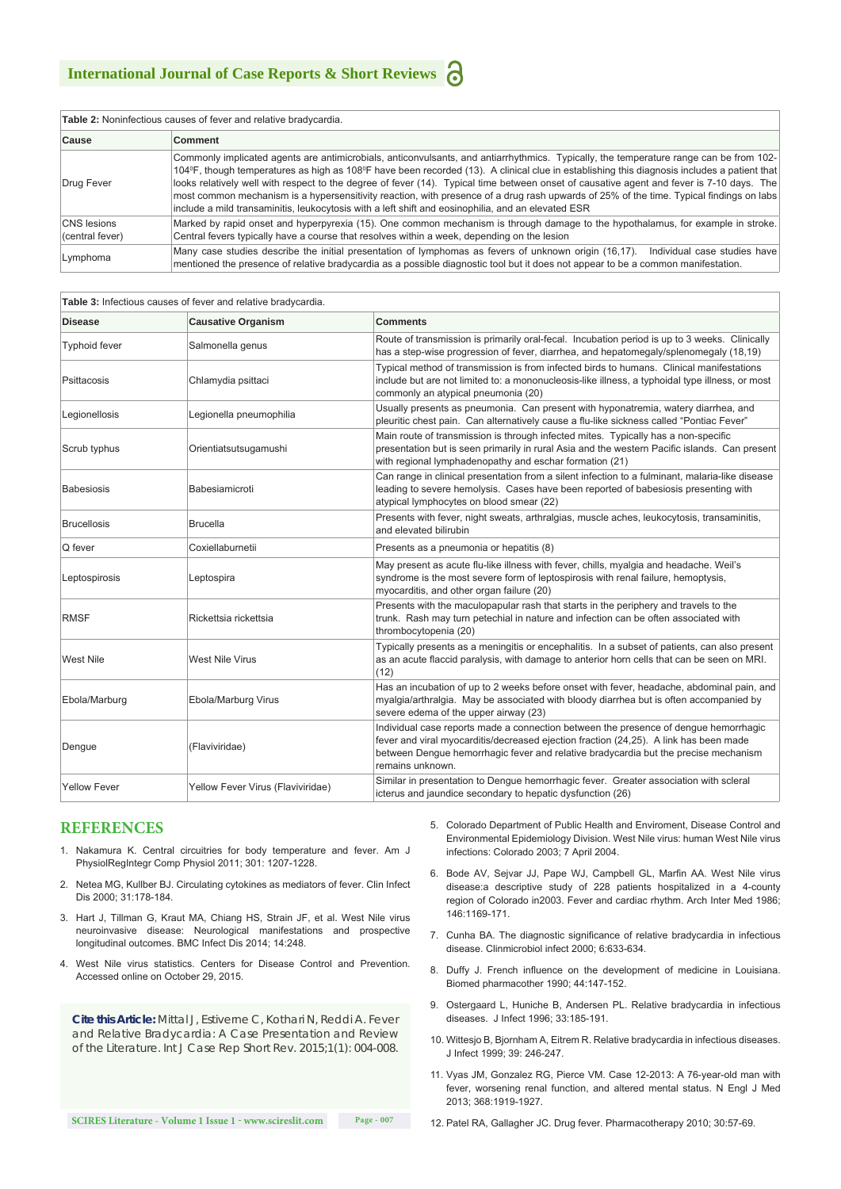**Table 2:** Noninfectious causes of fever and relative bradycardia.

| Cause | Comment |
|---|---|
| Drug Fever | Commonly implicated agents are antimicrobials, anticonvulsants, and antiarrhythmics. Typically, the temperature range can be from 102-104⁰F, though temperatures as high as 108⁰F have been recorded (13). A clinical clue in establishing this diagnosis includes a patient that looks relatively well with respect to the degree of fever (14). Typical time between onset of causative agent and fever is 7-10 days. The most common mechanism is a hypersensitivity reaction, with presence of a drug rash upwards of 25% of the time. Typical findings on labs include a mild transaminitis, leukocytosis with a left shift and eosinophilia, and an elevated ESR |
| CNS lesions (central fever) | Marked by rapid onset and hyperpyrexia (15). One common mechanism is through damage to the hypothalamus, for example in stroke. Central fevers typically have a course that resolves within a week, depending on the lesion |
| Lymphoma | Many case studies describe the initial presentation of lymphomas as fevers of unknown origin (16,17). Individual case studies have mentioned the presence of relative bradycardia as a possible diagnostic tool but it does not appear to be a common manifestation. |

**Table 3:** Infectious causes of fever and relative bradycardia.

| Disease | Causative Organism | Comments |
|---|---|---|
| Typhoid fever | Salmonella genus | Route of transmission is primarily oral-fecal. Incubation period is up to 3 weeks. Clinically has a step-wise progression of fever, diarrhea, and hepatomegaly/splenomegaly (18,19) |
| Psittacosis | Chlamydia psittaci | Typical method of transmission is from infected birds to humans. Clinical manifestations include but are not limited to: a mononucleosis-like illness, a typhoidal type illness, or most commonly an atypical pneumonia (20) |
| Legionellosis | Legionella pneumophilia | Usually presents as pneumonia. Can present with hyponatremia, watery diarrhea, and pleuritic chest pain. Can alternatively cause a flu-like sickness called "Pontiac Fever" |
| Scrub typhus | Orientiatsutsugamushi | Main route of transmission is through infected mites. Typically has a non-specific presentation but is seen primarily in rural Asia and the western Pacific islands. Can present with regional lymphadenopathy and eschar formation (21) |
| Babesiosis | Babesiamicroti | Can range in clinical presentation from a silent infection to a fulminant, malaria-like disease leading to severe hemolysis. Cases have been reported of babesiosis presenting with atypical lymphocytes on blood smear (22) |
| Brucellosis | Brucella | Presents with fever, night sweats, arthralgias, muscle aches, leukocytosis, transaminitis, and elevated bilirubin |
| Q fever | Coxiellaburnetii | Presents as a pneumonia or hepatitis (8) |
| Leptospirosis | Leptospira | May present as acute flu-like illness with fever, chills, myalgia and headache. Weil's syndrome is the most severe form of leptospirosis with renal failure, hemoptysis, myocarditis, and other organ failure (20) |
| RMSF | Rickettsia rickettsia | Presents with the maculopapular rash that starts in the periphery and travels to the trunk. Rash may turn petechial in nature and infection can be often associated with thrombocytopenia (20) |
| West Nile | West Nile Virus | Typically presents as a meningitis or encephalitis. In a subset of patients, can also present as an acute flaccid paralysis, with damage to anterior horn cells that can be seen on MRI. (12) |
| Ebola/Marburg | Ebola/Marburg Virus | Has an incubation of up to 2 weeks before onset with fever, headache, abdominal pain, and myalgia/arthralgia. May be associated with bloody diarrhea but is often accompanied by severe edema of the upper airway (23) |
| Dengue | (Flaviviridae) | Individual case reports made a connection between the presence of dengue hemorrhagic fever and viral myocarditis/decreased ejection fraction (24,25). A link has been made between Dengue hemorrhagic fever and relative bradycardia but the precise mechanism remains unknown. |
| Yellow Fever | Yellow Fever Virus (Flaviviridae) | Similar in presentation to Dengue hemorrhagic fever. Greater association with scleral icterus and jaundice secondary to hepatic dysfunction (26) |

## REFERENCES

1. Nakamura K. Central circuitries for body temperature and fever. Am J PhysiolRegIntegr Comp Physiol 2011; 301: 1207-1228.
2. Netea MG, Kullber BJ. Circulating cytokines as mediators of fever. Clin Infect Dis 2000; 31:178-184.
3. Hart J, Tillman G, Kraut MA, Chiang HS, Strain JF, et al. West Nile virus neuroinvasive disease: Neurological manifestations and prospective longitudinal outcomes. BMC Infect Dis 2014; 14:248.
4. West Nile virus statistics. Centers for Disease Control and Prevention. Accessed online on October 29, 2015.
5. Colorado Department of Public Health and Enviroment, Disease Control and Environmental Epidemiology Division. West Nile virus: human West Nile virus infections: Colorado 2003; 7 April 2004.
6. Bode AV, Sejvar JJ, Pape WJ, Campbell GL, Marfin AA. West Nile virus disease:a descriptive study of 228 patients hospitalized in a 4-county region of Colorado in2003. Fever and cardiac rhythm. Arch Inter Med 1986; 146:1169-171.
7. Cunha BA. The diagnostic significance of relative bradycardia in infectious disease. Clinmicrobiol infect 2000; 6:633-634.
8. Duffy J. French influence on the development of medicine in Louisiana. Biomed pharmacother 1990; 44:147-152.
9. Ostergaard L, Huniche B, Andersen PL. Relative bradycardia in infectious diseases. J Infect 1996; 33:185-191.
10. Wittesjo B, Bjornham A, Eitrem R. Relative bradycardia in infectious diseases. J Infect 1999; 39: 246-247.
11. Vyas JM, Gonzalez RG, Pierce VM. Case 12-2013: A 76-year-old man with fever, worsening renal function, and altered mental status. N Engl J Med 2013; 368:1919-1927.
12. Patel RA, Gallagher JC. Drug fever. Pharmacotherapy 2010; 30:57-69.

**Cite this Article:** Mittal J, Estiverne C, Kothari N, Reddi A. Fever and Relative Bradycardia: A Case Presentation and Review of the Literature. Int J Case Rep Short Rev. 2015;1(1): 004-008.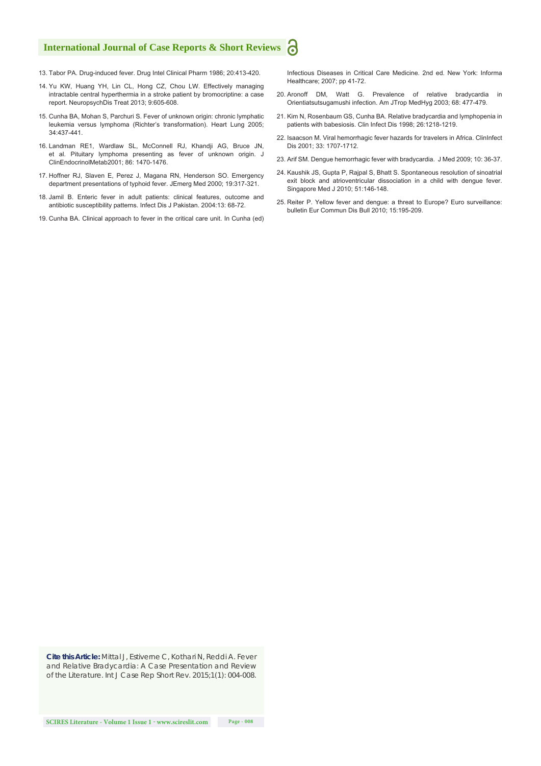13. Tabor PA. Drug-induced fever. Drug Intel Clinical Pharm 1986; 20:413-420.

14. Yu KW, Huang YH, Lin CL, Hong CZ, Chou LW. Effectively managing intractable central hyperthermia in a stroke patient by bromocriptine: a case report. NeuropsychDis Treat 2013; 9:605-608.

15. Cunha BA, Mohan S, Parchuri S. Fever of unknown origin: chronic lymphatic leukemia versus lymphoma (Richter's transformation). Heart Lung 2005; 34:437-441.

16. Landman RE1, Wardlaw SL, McConnell RJ, Khandji AG, Bruce JN, et al. Pituitary lymphoma presenting as fever of unknown origin. J ClinEndocrinolMetab2001; 86: 1470-1476.

17. Hoffner RJ, Slaven E, Perez J, Magana RN, Henderson SO. Emergency department presentations of typhoid fever. JEmerg Med 2000; 19:317-321.

18. Jamil B. Enteric fever in adult patients: clinical features, outcome and antibiotic susceptibility patterns. Infect Dis J Pakistan. 2004:13: 68-72.

19. Cunha BA. Clinical approach to fever in the critical care unit. In Cunha (ed) Infectious Diseases in Critical Care Medicine. 2nd ed. New York: Informa Healthcare; 2007; pp 41-72.

20. Aronoff DM, Watt G. Prevalence of relative bradycardia in Orientiatsutsugamushi infection. Am JTrop MedHyg 2003; 68: 477-479.

21. Kim N, Rosenbaum GS, Cunha BA. Relative bradycardia and lymphopenia in patients with babesiosis. Clin Infect Dis 1998; 26:1218-1219.

22. Isaacson M. Viral hemorrhagic fever hazards for travelers in Africa. ClinInfect Dis 2001; 33: 1707-1712.

23. Arif SM. Dengue hemorrhagic fever with bradycardia. J Med 2009; 10: 36-37.

24. Kaushik JS, Gupta P, Rajpal S, Bhatt S. Spontaneous resolution of sinoatrial exit block and atrioventricular dissociation in a child with dengue fever. Singapore Med J 2010; 51:146-148.

25. Reiter P. Yellow fever and dengue: a threat to Europe? Euro surveillance: bulletin Eur Commun Dis Bull 2010; 15:195-209.

**Cite this Article:** Mittal J, Estiverne C, Kothari N, Reddi A. Fever and Relative Bradycardia: A Case Presentation and Review of the Literature. Int J Case Rep Short Rev. 2015;1(1): 004-008.